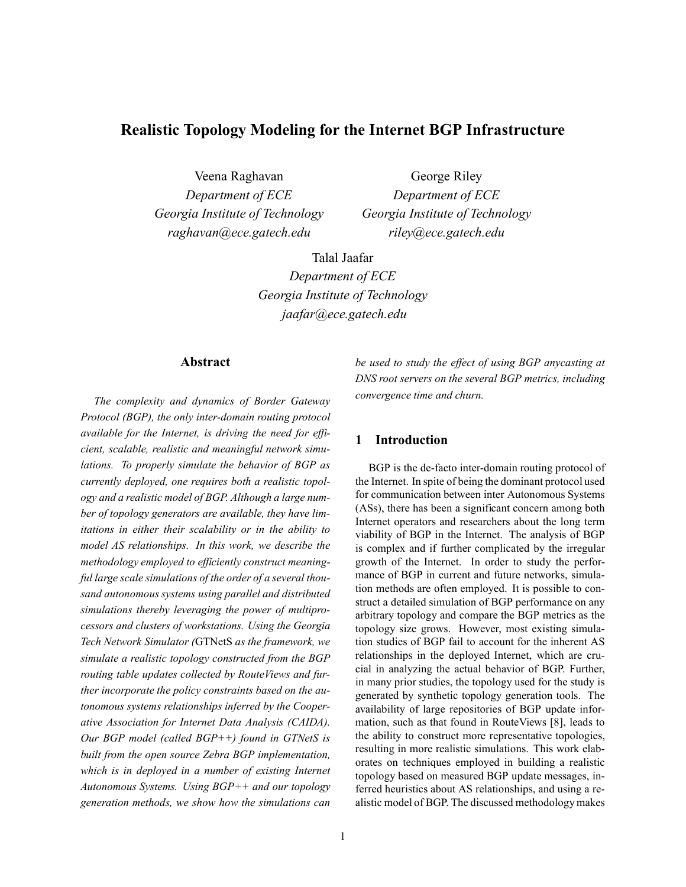# Realistic Topology Modeling for the Internet BGP Infrastructure

Veena Raghavan
*Department of ECE*
*Georgia Institute of Technology*
*raghavan@ece.gatech.edu*

George Riley
*Department of ECE*
*Georgia Institute of Technology*
*riley@ece.gatech.edu*

Talal Jaafar
*Department of ECE*
*Georgia Institute of Technology*
*jaafar@ece.gatech.edu*

## Abstract

*The complexity and dynamics of Border Gateway Protocol (BGP), the only inter-domain routing protocol available for the Internet, is driving the need for efficient, scalable, realistic and meaningful network simulations. To properly simulate the behavior of BGP as currently deployed, one requires both a realistic topology and a realistic model of BGP. Although a large number of topology generators are available, they have limitations in either their scalability or in the ability to model AS relationships. In this work, we describe the methodology employed to efficiently construct meaningful large scale simulations of the order of a several thousand autonomous systems using parallel and distributed simulations thereby leveraging the power of multiprocessors and clusters of workstations. Using the Georgia Tech Network Simulator (*GTNetS *as the framework, we simulate a realistic topology constructed from the BGP routing table updates collected by RouteViews and further incorporate the policy constraints based on the autonomous systems relationships inferred by the Cooperative Association for Internet Data Analysis (CAIDA). Our BGP model (called BGP++) found in GTNetS is built from the open source Zebra BGP implementation, which is in deployed in a number of existing Internet Autonomous Systems. Using BGP++ and our topology generation methods, we show how the simulations can be used to study the effect of using BGP anycasting at DNS root servers on the several BGP metrics, including convergence time and churn.*

## 1 Introduction

BGP is the de-facto inter-domain routing protocol of the Internet. In spite of being the dominant protocol used for communication between inter Autonomous Systems (ASs), there has been a significant concern among both Internet operators and researchers about the long term viability of BGP in the Internet. The analysis of BGP is complex and if further complicated by the irregular growth of the Internet. In order to study the performance of BGP in current and future networks, simulation methods are often employed. It is possible to construct a detailed simulation of BGP performance on any arbitrary topology and compare the BGP metrics as the topology size grows. However, most existing simulation studies of BGP fail to account for the inherent AS relationships in the deployed Internet, which are crucial in analyzing the actual behavior of BGP. Further, in many prior studies, the topology used for the study is generated by synthetic topology generation tools. The availability of large repositories of BGP update information, such as that found in RouteViews [8], leads to the ability to construct more representative topologies, resulting in more realistic simulations. This work elaborates on techniques employed in building a realistic topology based on measured BGP update messages, inferred heuristics about AS relationships, and using a realistic model of BGP. The discussed methodology makes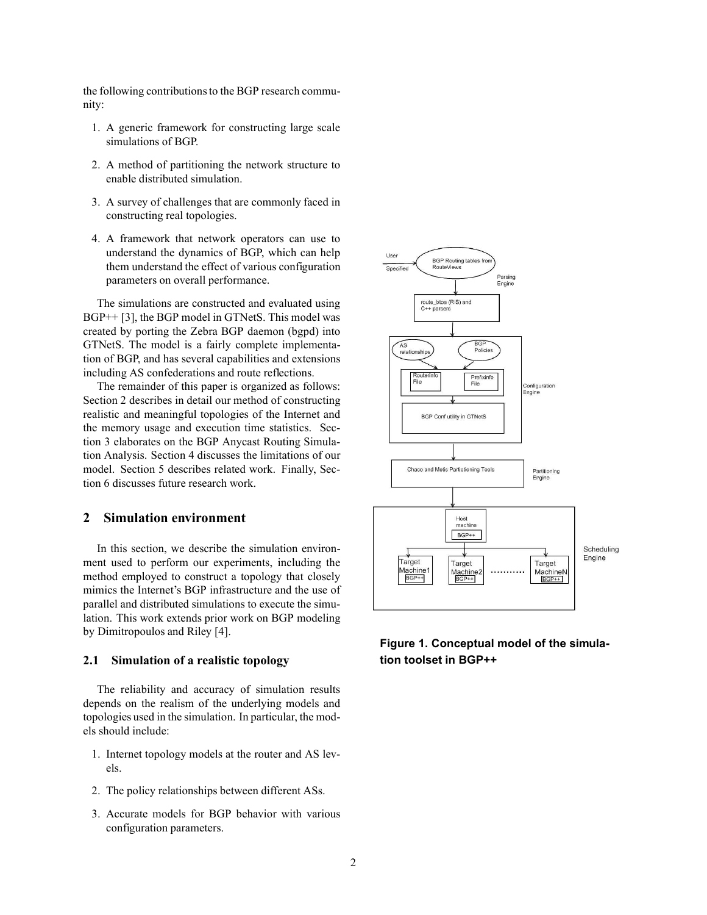the following contributions to the BGP research community:

1. A generic framework for constructing large scale simulations of BGP.
2. A method of partitioning the network structure to enable distributed simulation.
3. A survey of challenges that are commonly faced in constructing real topologies.
4. A framework that network operators can use to understand the dynamics of BGP, which can help them understand the effect of various configuration parameters on overall performance.

The simulations are constructed and evaluated using BGP++ [3], the BGP model in GTNetS. This model was created by porting the Zebra BGP daemon (bgpd) into GTNetS. The model is a fairly complete implementation of BGP, and has several capabilities and extensions including AS confederations and route reflections.

The remainder of this paper is organized as follows: Section 2 describes in detail our method of constructing realistic and meaningful topologies of the Internet and the memory usage and execution time statistics. Section 3 elaborates on the BGP Anycast Routing Simulation Analysis. Section 4 discusses the limitations of our model. Section 5 describes related work. Finally, Section 6 discusses future research work.

## 2 Simulation environment

In this section, we describe the simulation environment used to perform our experiments, including the method employed to construct a topology that closely mimics the Internet's BGP infrastructure and the use of parallel and distributed simulations to execute the simulation. This work extends prior work on BGP modeling by Dimitropoulos and Riley [4].

### 2.1 Simulation of a realistic topology

The reliability and accuracy of simulation results depends on the realism of the underlying models and topologies used in the simulation. In particular, the models should include:

1. Internet topology models at the router and AS levels.
2. The policy relationships between different ASs.
3. Accurate models for BGP behavior with various configuration parameters.

**Figure 1. Conceptual model of the simulation toolset in BGP++**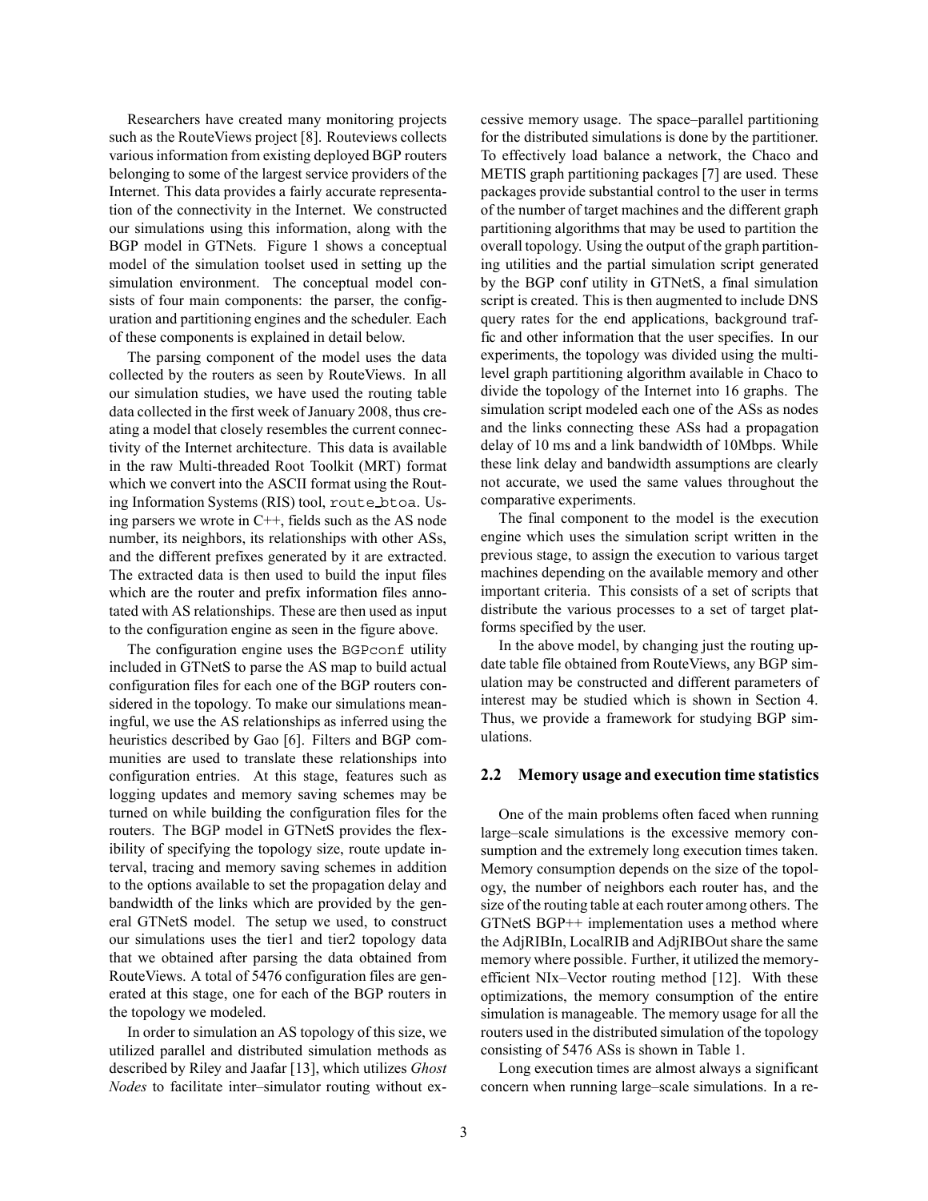Researchers have created many monitoring projects such as the RouteViews project [8]. Routeviews collects various information from existing deployed BGP routers belonging to some of the largest service providers of the Internet. This data provides a fairly accurate representation of the connectivity in the Internet. We constructed our simulations using this information, along with the BGP model in GTNets. Figure 1 shows a conceptual model of the simulation toolset used in setting up the simulation environment. The conceptual model consists of four main components: the parser, the configuration and partitioning engines and the scheduler. Each of these components is explained in detail below.

The parsing component of the model uses the data collected by the routers as seen by RouteViews. In all our simulation studies, we have used the routing table data collected in the first week of January 2008, thus creating a model that closely resembles the current connectivity of the Internet architecture. This data is available in the raw Multi-threaded Root Toolkit (MRT) format which we convert into the ASCII format using the Routing Information Systems (RIS) tool, `route_btoa`. Using parsers we wrote in C++, fields such as the AS node number, its neighbors, its relationships with other ASs, and the different prefixes generated by it are extracted. The extracted data is then used to build the input files which are the router and prefix information files annotated with AS relationships. These are then used as input to the configuration engine as seen in the figure above.

The configuration engine uses the `BGPconf` utility included in GTNetS to parse the AS map to build actual configuration files for each one of the BGP routers considered in the topology. To make our simulations meaningful, we use the AS relationships as inferred using the heuristics described by Gao [6]. Filters and BGP communities are used to translate these relationships into configuration entries. At this stage, features such as logging updates and memory saving schemes may be turned on while building the configuration files for the routers. The BGP model in GTNetS provides the flexibility of specifying the topology size, route update interval, tracing and memory saving schemes in addition to the options available to set the propagation delay and bandwidth of the links which are provided by the general GTNetS model. The setup we used, to construct our simulations uses the tier1 and tier2 topology data that we obtained after parsing the data obtained from RouteViews. A total of 5476 configuration files are generated at this stage, one for each of the BGP routers in the topology we modeled.

In order to simulation an AS topology of this size, we utilized parallel and distributed simulation methods as described by Riley and Jaafar [13], which utilizes *Ghost Nodes* to facilitate inter–simulator routing without excessive memory usage. The space–parallel partitioning for the distributed simulations is done by the partitioner. To effectively load balance a network, the Chaco and METIS graph partitioning packages [7] are used. These packages provide substantial control to the user in terms of the number of target machines and the different graph partitioning algorithms that may be used to partition the overall topology. Using the output of the graph partitioning utilities and the partial simulation script generated by the BGP conf utility in GTNetS, a final simulation script is created. This is then augmented to include DNS query rates for the end applications, background traffic and other information that the user specifies. In our experiments, the topology was divided using the multilevel graph partitioning algorithm available in Chaco to divide the topology of the Internet into 16 graphs. The simulation script modeled each one of the ASs as nodes and the links connecting these ASs had a propagation delay of 10 ms and a link bandwidth of 10Mbps. While these link delay and bandwidth assumptions are clearly not accurate, we used the same values throughout the comparative experiments.

The final component to the model is the execution engine which uses the simulation script written in the previous stage, to assign the execution to various target machines depending on the available memory and other important criteria. This consists of a set of scripts that distribute the various processes to a set of target platforms specified by the user.

In the above model, by changing just the routing update table file obtained from RouteViews, any BGP simulation may be constructed and different parameters of interest may be studied which is shown in Section 4. Thus, we provide a framework for studying BGP simulations.

### 2.2 Memory usage and execution time statistics

One of the main problems often faced when running large–scale simulations is the excessive memory consumption and the extremely long execution times taken. Memory consumption depends on the size of the topology, the number of neighbors each router has, and the size of the routing table at each router among others. The GTNetS BGP++ implementation uses a method where the AdjRIBIn, LocalRIB and AdjRIBOut share the same memory where possible. Further, it utilized the memory-efficient NIx–Vector routing method [12]. With these optimizations, the memory consumption of the entire simulation is manageable. The memory usage for all the routers used in the distributed simulation of the topology consisting of 5476 ASs is shown in Table 1.

Long execution times are almost always a significant concern when running large–scale simulations. In a re-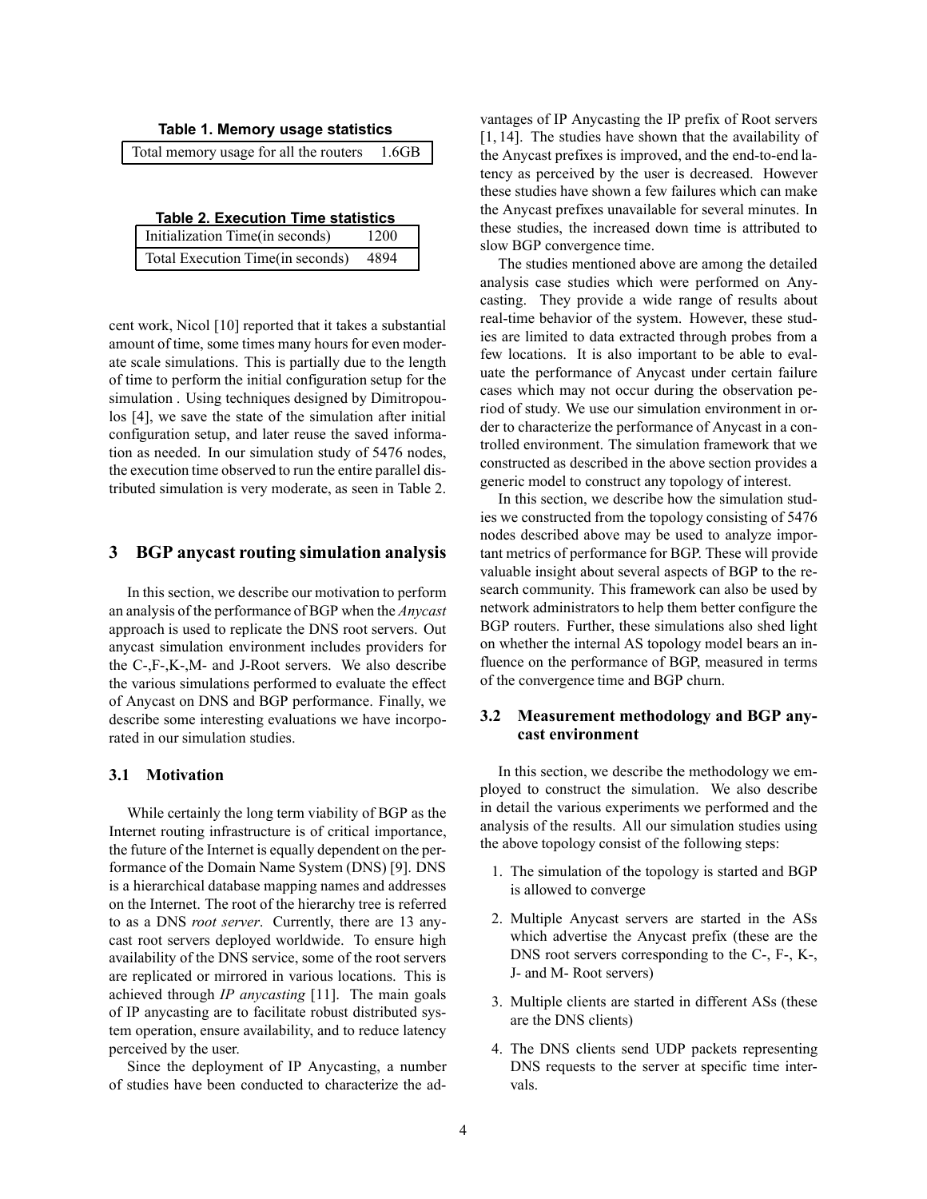**Table 1. Memory usage statistics**

| Total memory usage for all the routers | 1.6GB |
| --- | --- |

**Table 2. Execution Time statistics**

| Initialization Time(in seconds) | 1200 |
| --- | --- |
| Total Execution Time(in seconds) | 4894 |

cent work, Nicol [10] reported that it takes a substantial amount of time, some times many hours for even moderate scale simulations. This is partially due to the length of time to perform the initial configuration setup for the simulation . Using techniques designed by Dimitropoulos [4], we save the state of the simulation after initial configuration setup, and later reuse the saved information as needed. In our simulation study of 5476 nodes, the execution time observed to run the entire parallel distributed simulation is very moderate, as seen in Table 2.

## 3 BGP anycast routing simulation analysis

In this section, we describe our motivation to perform an analysis of the performance of BGP when the *Anycast* approach is used to replicate the DNS root servers. Out anycast simulation environment includes providers for the C-,F-,K-,M- and J-Root servers. We also describe the various simulations performed to evaluate the effect of Anycast on DNS and BGP performance. Finally, we describe some interesting evaluations we have incorporated in our simulation studies.

### 3.1 Motivation

While certainly the long term viability of BGP as the Internet routing infrastructure is of critical importance, the future of the Internet is equally dependent on the performance of the Domain Name System (DNS) [9]. DNS is a hierarchical database mapping names and addresses on the Internet. The root of the hierarchy tree is referred to as a DNS *root server*. Currently, there are 13 anycast root servers deployed worldwide. To ensure high availability of the DNS service, some of the root servers are replicated or mirrored in various locations. This is achieved through *IP anycasting* [11]. The main goals of IP anycasting are to facilitate robust distributed system operation, ensure availability, and to reduce latency perceived by the user.

Since the deployment of IP Anycasting, a number of studies have been conducted to characterize the advantages of IP Anycasting the IP prefix of Root servers [1, 14]. The studies have shown that the availability of the Anycast prefixes is improved, and the end-to-end latency as perceived by the user is decreased. However these studies have shown a few failures which can make the Anycast prefixes unavailable for several minutes. In these studies, the increased down time is attributed to slow BGP convergence time.

The studies mentioned above are among the detailed analysis case studies which were performed on Anycasting. They provide a wide range of results about real-time behavior of the system. However, these studies are limited to data extracted through probes from a few locations. It is also important to be able to evaluate the performance of Anycast under certain failure cases which may not occur during the observation period of study. We use our simulation environment in order to characterize the performance of Anycast in a controlled environment. The simulation framework that we constructed as described in the above section provides a generic model to construct any topology of interest.

In this section, we describe how the simulation studies we constructed from the topology consisting of 5476 nodes described above may be used to analyze important metrics of performance for BGP. These will provide valuable insight about several aspects of BGP to the research community. This framework can also be used by network administrators to help them better configure the BGP routers. Further, these simulations also shed light on whether the internal AS topology model bears an influence on the performance of BGP, measured in terms of the convergence time and BGP churn.

### 3.2 Measurement methodology and BGP anycast environment

In this section, we describe the methodology we employed to construct the simulation. We also describe in detail the various experiments we performed and the analysis of the results. All our simulation studies using the above topology consist of the following steps:

1. The simulation of the topology is started and BGP is allowed to converge
2. Multiple Anycast servers are started in the ASs which advertise the Anycast prefix (these are the DNS root servers corresponding to the C-, F-, K-, J- and M- Root servers)
3. Multiple clients are started in different ASs (these are the DNS clients)
4. The DNS clients send UDP packets representing DNS requests to the server at specific time intervals.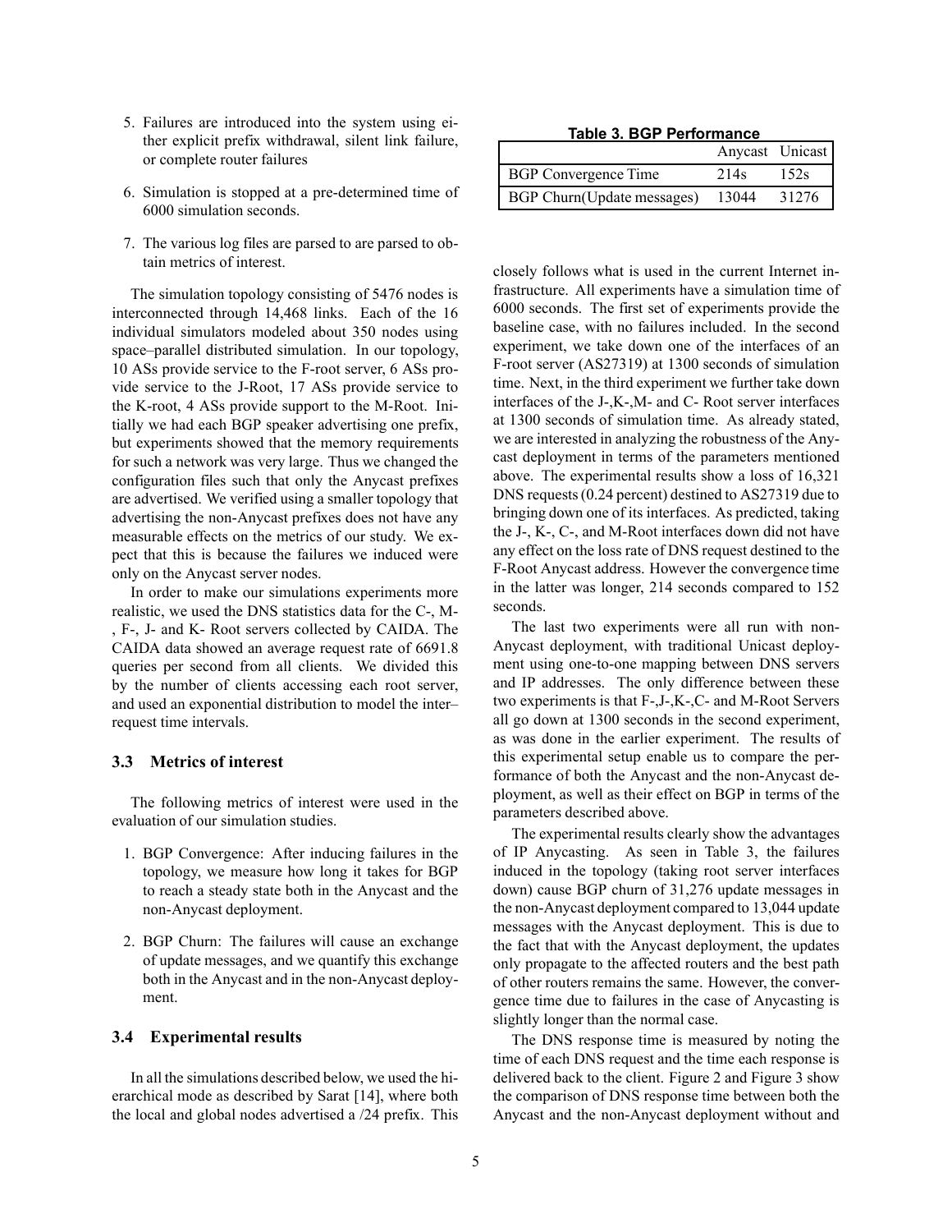5. Failures are introduced into the system using either explicit prefix withdrawal, silent link failure, or complete router failures

6. Simulation is stopped at a pre-determined time of 6000 simulation seconds.

7. The various log files are parsed to are parsed to obtain metrics of interest.

The simulation topology consisting of 5476 nodes is interconnected through 14,468 links. Each of the 16 individual simulators modeled about 350 nodes using space–parallel distributed simulation. In our topology, 10 ASs provide service to the F-root server, 6 ASs provide service to the J-Root, 17 ASs provide service to the K-root, 4 ASs provide support to the M-Root. Initially we had each BGP speaker advertising one prefix, but experiments showed that the memory requirements for such a network was very large. Thus we changed the configuration files such that only the Anycast prefixes are advertised. We verified using a smaller topology that advertising the non-Anycast prefixes does not have any measurable effects on the metrics of our study. We expect that this is because the failures we induced were only on the Anycast server nodes.

In order to make our simulations experiments more realistic, we used the DNS statistics data for the C-, M-, F-, J- and K- Root servers collected by CAIDA. The CAIDA data showed an average request rate of 6691.8 queries per second from all clients. We divided this by the number of clients accessing each root server, and used an exponential distribution to model the inter–request time intervals.

### 3.3 Metrics of interest

The following metrics of interest were used in the evaluation of our simulation studies.

1. BGP Convergence: After inducing failures in the topology, we measure how long it takes for BGP to reach a steady state both in the Anycast and the non-Anycast deployment.

2. BGP Churn: The failures will cause an exchange of update messages, and we quantify this exchange both in the Anycast and in the non-Anycast deployment.

### 3.4 Experimental results

In all the simulations described below, we used the hierarchical mode as described by Sarat [14], where both the local and global nodes advertised a /24 prefix. This closely follows what is used in the current Internet infrastructure. All experiments have a simulation time of 6000 seconds. The first set of experiments provide the baseline case, with no failures included. In the second experiment, we take down one of the interfaces of an F-root server (AS27319) at 1300 seconds of simulation time. Next, in the third experiment we further take down interfaces of the J-,K-,M- and C- Root server interfaces at 1300 seconds of simulation time. As already stated, we are interested in analyzing the robustness of the Anycast deployment in terms of the parameters mentioned above. The experimental results show a loss of 16,321 DNS requests (0.24 percent) destined to AS27319 due to bringing down one of its interfaces. As predicted, taking the J-, K-, C-, and M-Root interfaces down did not have any effect on the loss rate of DNS request destined to the F-Root Anycast address. However the convergence time in the latter was longer, 214 seconds compared to 152 seconds.

**Table 3. BGP Performance**

| | Anycast | Unicast |
|---|---|---|
| BGP Convergence Time | 214s | 152s |
| BGP Churn(Update messages) | 13044 | 31276 |

The last two experiments were all run with non-Anycast deployment, with traditional Unicast deployment using one-to-one mapping between DNS servers and IP addresses. The only difference between these two experiments is that F-,J-,K-,C- and M-Root Servers all go down at 1300 seconds in the second experiment, as was done in the earlier experiment. The results of this experimental setup enable us to compare the performance of both the Anycast and the non-Anycast deployment, as well as their effect on BGP in terms of the parameters described above.

The experimental results clearly show the advantages of IP Anycasting. As seen in Table 3, the failures induced in the topology (taking root server interfaces down) cause BGP churn of 31,276 update messages in the non-Anycast deployment compared to 13,044 update messages with the Anycast deployment. This is due to the fact that with the Anycast deployment, the updates only propagate to the affected routers and the best path of other routers remains the same. However, the convergence time due to failures in the case of Anycasting is slightly longer than the normal case.

The DNS response time is measured by noting the time of each DNS request and the time each response is delivered back to the client. Figure 2 and Figure 3 show the comparison of DNS response time between both the Anycast and the non-Anycast deployment without and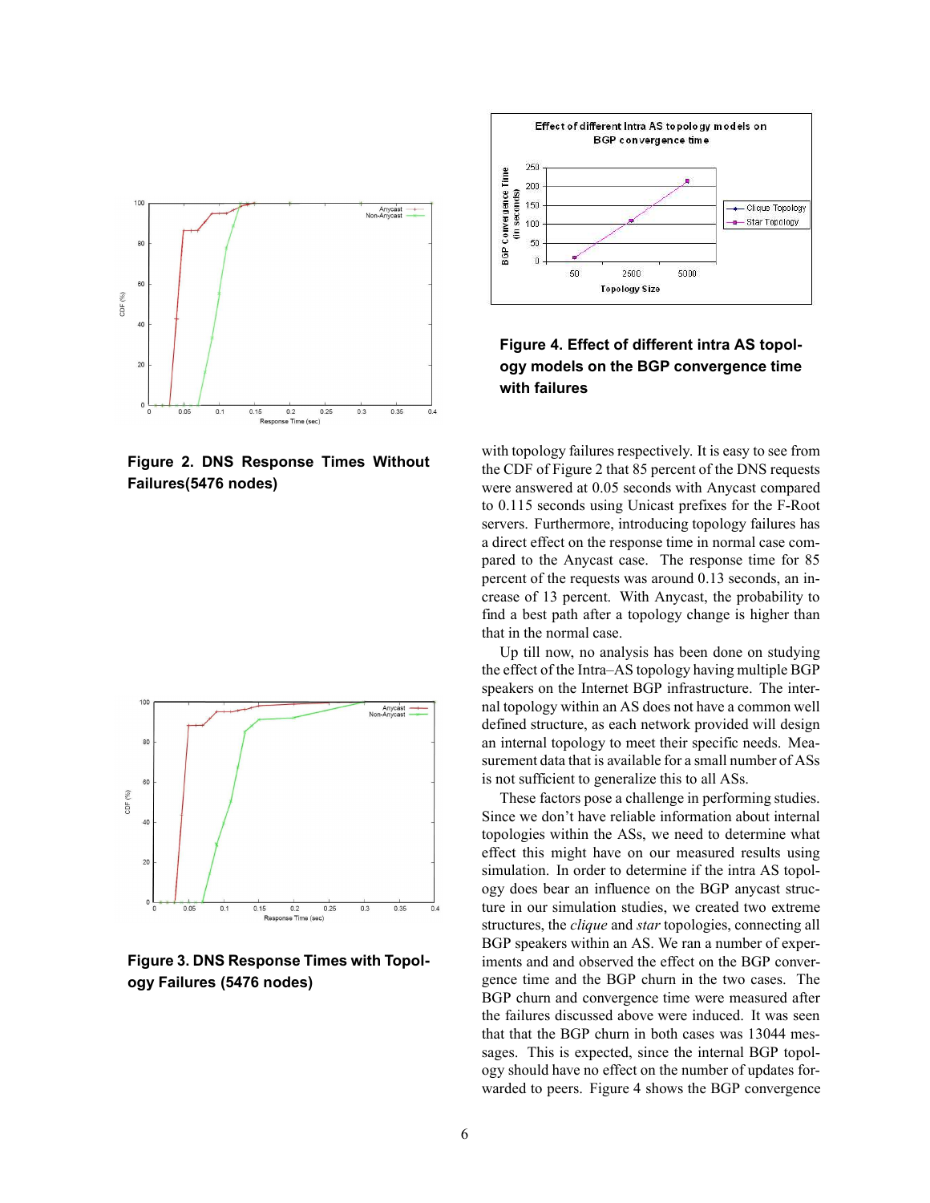Figure 2. DNS Response Times Without Failures(5476 nodes)

Figure 3. DNS Response Times with Topology Failures (5476 nodes)

Figure 4. Effect of different intra AS topology models on the BGP convergence time with failures

with topology failures respectively. It is easy to see from the CDF of Figure 2 that 85 percent of the DNS requests were answered at 0.05 seconds with Anycast compared to 0.115 seconds using Unicast prefixes for the F-Root servers. Furthermore, introducing topology failures has a direct effect on the response time in normal case compared to the Anycast case. The response time for 85 percent of the requests was around 0.13 seconds, an increase of 13 percent. With Anycast, the probability to find a best path after a topology change is higher than that in the normal case.

Up till now, no analysis has been done on studying the effect of the Intra–AS topology having multiple BGP speakers on the Internet BGP infrastructure. The internal topology within an AS does not have a common well defined structure, as each network provided will design an internal topology to meet their specific needs. Measurement data that is available for a small number of ASs is not sufficient to generalize this to all ASs.

These factors pose a challenge in performing studies. Since we don't have reliable information about internal topologies within the ASs, we need to determine what effect this might have on our measured results using simulation. In order to determine if the intra AS topology does bear an influence on the BGP anycast structure in our simulation studies, we created two extreme structures, the *clique* and *star* topologies, connecting all BGP speakers within an AS. We ran a number of experiments and and observed the effect on the BGP convergence time and the BGP churn in the two cases. The BGP churn and convergence time were measured after the failures discussed above were induced. It was seen that that the BGP churn in both cases was 13044 messages. This is expected, since the internal BGP topology should have no effect on the number of updates forwarded to peers. Figure 4 shows the BGP convergence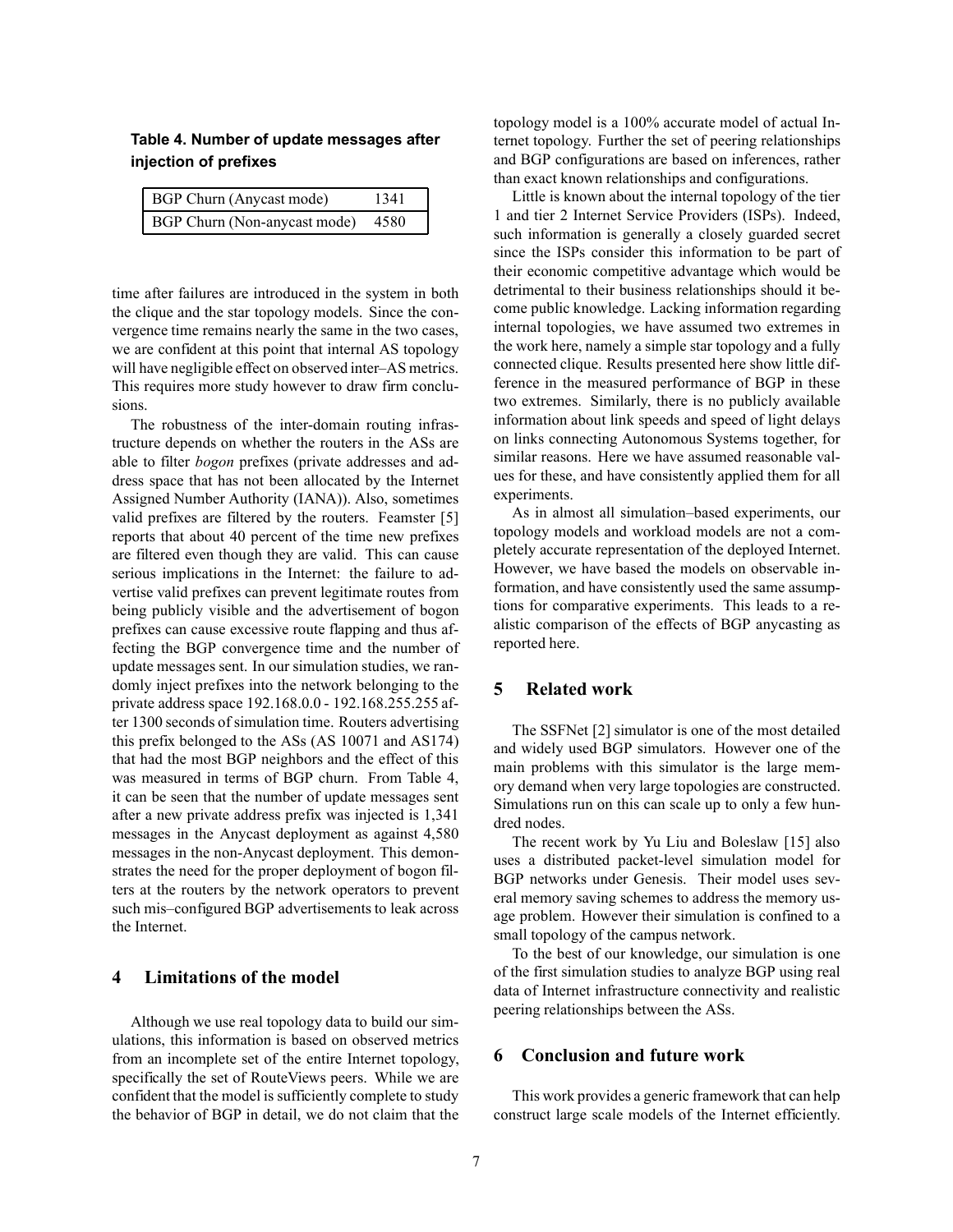**Table 4. Number of update messages after injection of prefixes**

| | |
|---|---|
| BGP Churn (Anycast mode) | 1341 |
| BGP Churn (Non-anycast mode) | 4580 |

time after failures are introduced in the system in both the clique and the star topology models. Since the convergence time remains nearly the same in the two cases, we are confident at this point that internal AS topology will have negligible effect on observed inter–AS metrics. This requires more study however to draw firm conclusions.

The robustness of the inter-domain routing infrastructure depends on whether the routers in the ASs are able to filter *bogon* prefixes (private addresses and address space that has not been allocated by the Internet Assigned Number Authority (IANA)). Also, sometimes valid prefixes are filtered by the routers. Feamster [5] reports that about 40 percent of the time new prefixes are filtered even though they are valid. This can cause serious implications in the Internet: the failure to advertise valid prefixes can prevent legitimate routes from being publicly visible and the advertisement of bogon prefixes can cause excessive route flapping and thus affecting the BGP convergence time and the number of update messages sent. In our simulation studies, we randomly inject prefixes into the network belonging to the private address space 192.168.0.0 - 192.168.255.255 after 1300 seconds of simulation time. Routers advertising this prefix belonged to the ASs (AS 10071 and AS174) that had the most BGP neighbors and the effect of this was measured in terms of BGP churn. From Table 4, it can be seen that the number of update messages sent after a new private address prefix was injected is 1,341 messages in the Anycast deployment as against 4,580 messages in the non-Anycast deployment. This demonstrates the need for the proper deployment of bogon filters at the routers by the network operators to prevent such mis–configured BGP advertisements to leak across the Internet.

## 4 Limitations of the model

Although we use real topology data to build our simulations, this information is based on observed metrics from an incomplete set of the entire Internet topology, specifically the set of RouteViews peers. While we are confident that the model is sufficiently complete to study the behavior of BGP in detail, we do not claim that the topology model is a 100% accurate model of actual Internet topology. Further the set of peering relationships and BGP configurations are based on inferences, rather than exact known relationships and configurations.

Little is known about the internal topology of the tier 1 and tier 2 Internet Service Providers (ISPs). Indeed, such information is generally a closely guarded secret since the ISPs consider this information to be part of their economic competitive advantage which would be detrimental to their business relationships should it become public knowledge. Lacking information regarding internal topologies, we have assumed two extremes in the work here, namely a simple star topology and a fully connected clique. Results presented here show little difference in the measured performance of BGP in these two extremes. Similarly, there is no publicly available information about link speeds and speed of light delays on links connecting Autonomous Systems together, for similar reasons. Here we have assumed reasonable values for these, and have consistently applied them for all experiments.

As in almost all simulation–based experiments, our topology models and workload models are not a completely accurate representation of the deployed Internet. However, we have based the models on observable information, and have consistently used the same assumptions for comparative experiments. This leads to a realistic comparison of the effects of BGP anycasting as reported here.

## 5 Related work

The SSFNet [2] simulator is one of the most detailed and widely used BGP simulators. However one of the main problems with this simulator is the large memory demand when very large topologies are constructed. Simulations run on this can scale up to only a few hundred nodes.

The recent work by Yu Liu and Boleslaw [15] also uses a distributed packet-level simulation model for BGP networks under Genesis. Their model uses several memory saving schemes to address the memory usage problem. However their simulation is confined to a small topology of the campus network.

To the best of our knowledge, our simulation is one of the first simulation studies to analyze BGP using real data of Internet infrastructure connectivity and realistic peering relationships between the ASs.

## 6 Conclusion and future work

This work provides a generic framework that can help construct large scale models of the Internet efficiently.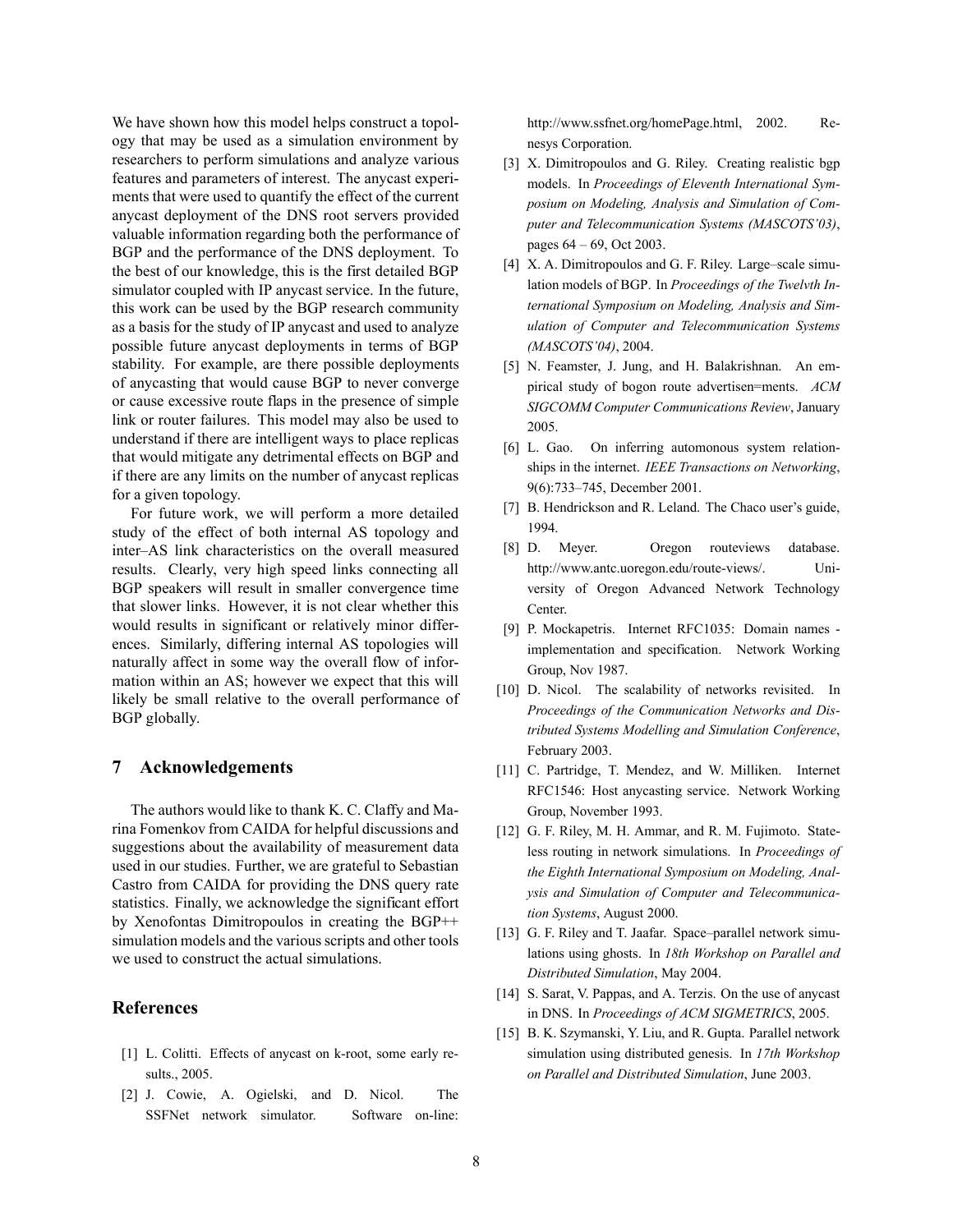We have shown how this model helps construct a topology that may be used as a simulation environment by researchers to perform simulations and analyze various features and parameters of interest. The anycast experiments that were used to quantify the effect of the current anycast deployment of the DNS root servers provided valuable information regarding both the performance of BGP and the performance of the DNS deployment. To the best of our knowledge, this is the first detailed BGP simulator coupled with IP anycast service. In the future, this work can be used by the BGP research community as a basis for the study of IP anycast and used to analyze possible future anycast deployments in terms of BGP stability. For example, are there possible deployments of anycasting that would cause BGP to never converge or cause excessive route flaps in the presence of simple link or router failures. This model may also be used to understand if there are intelligent ways to place replicas that would mitigate any detrimental effects on BGP and if there are any limits on the number of anycast replicas for a given topology.

For future work, we will perform a more detailed study of the effect of both internal AS topology and inter–AS link characteristics on the overall measured results. Clearly, very high speed links connecting all BGP speakers will result in smaller convergence time that slower links. However, it is not clear whether this would results in significant or relatively minor differences. Similarly, differing internal AS topologies will naturally affect in some way the overall flow of information within an AS; however we expect that this will likely be small relative to the overall performance of BGP globally.

## 7 Acknowledgements

The authors would like to thank K. C. Claffy and Marina Fomenkov from CAIDA for helpful discussions and suggestions about the availability of measurement data used in our studies. Further, we are grateful to Sebastian Castro from CAIDA for providing the DNS query rate statistics. Finally, we acknowledge the significant effort by Xenofontas Dimitropoulos in creating the BGP++ simulation models and the various scripts and other tools we used to construct the actual simulations.

## References

[1] L. Colitti. Effects of anycast on k-root, some early results., 2005.

[2] J. Cowie, A. Ogielski, and D. Nicol. The SSFNet network simulator. Software on-line: http://www.ssfnet.org/homePage.html, 2002. Renesys Corporation.

[3] X. Dimitropoulos and G. Riley. Creating realistic bgp models. In *Proceedings of Eleventh International Symposium on Modeling, Analysis and Simulation of Computer and Telecommunication Systems (MASCOTS'03)*, pages 64 – 69, Oct 2003.

[4] X. A. Dimitropoulos and G. F. Riley. Large–scale simulation models of BGP. In *Proceedings of the Twelvth International Symposium on Modeling, Analysis and Simulation of Computer and Telecommunication Systems (MASCOTS'04)*, 2004.

[5] N. Feamster, J. Jung, and H. Balakrishnan. An empirical study of bogon route advertisen=ments. *ACM SIGCOMM Computer Communications Review*, January 2005.

[6] L. Gao. On inferring automonous system relationships in the internet. *IEEE Transactions on Networking*, 9(6):733–745, December 2001.

[7] B. Hendrickson and R. Leland. The Chaco user's guide, 1994.

[8] D. Meyer. Oregon routeviews database. http://www.antc.uoregon.edu/route-views/. University of Oregon Advanced Network Technology Center.

[9] P. Mockapetris. Internet RFC1035: Domain names - implementation and specification. Network Working Group, Nov 1987.

[10] D. Nicol. The scalability of networks revisited. In *Proceedings of the Communication Networks and Distributed Systems Modelling and Simulation Conference*, February 2003.

[11] C. Partridge, T. Mendez, and W. Milliken. Internet RFC1546: Host anycasting service. Network Working Group, November 1993.

[12] G. F. Riley, M. H. Ammar, and R. M. Fujimoto. Stateless routing in network simulations. In *Proceedings of the Eighth International Symposium on Modeling, Analysis and Simulation of Computer and Telecommunication Systems*, August 2000.

[13] G. F. Riley and T. Jaafar. Space–parallel network simulations using ghosts. In *18th Workshop on Parallel and Distributed Simulation*, May 2004.

[14] S. Sarat, V. Pappas, and A. Terzis. On the use of anycast in DNS. In *Proceedings of ACM SIGMETRICS*, 2005.

[15] B. K. Szymanski, Y. Liu, and R. Gupta. Parallel network simulation using distributed genesis. In *17th Workshop on Parallel and Distributed Simulation*, June 2003.